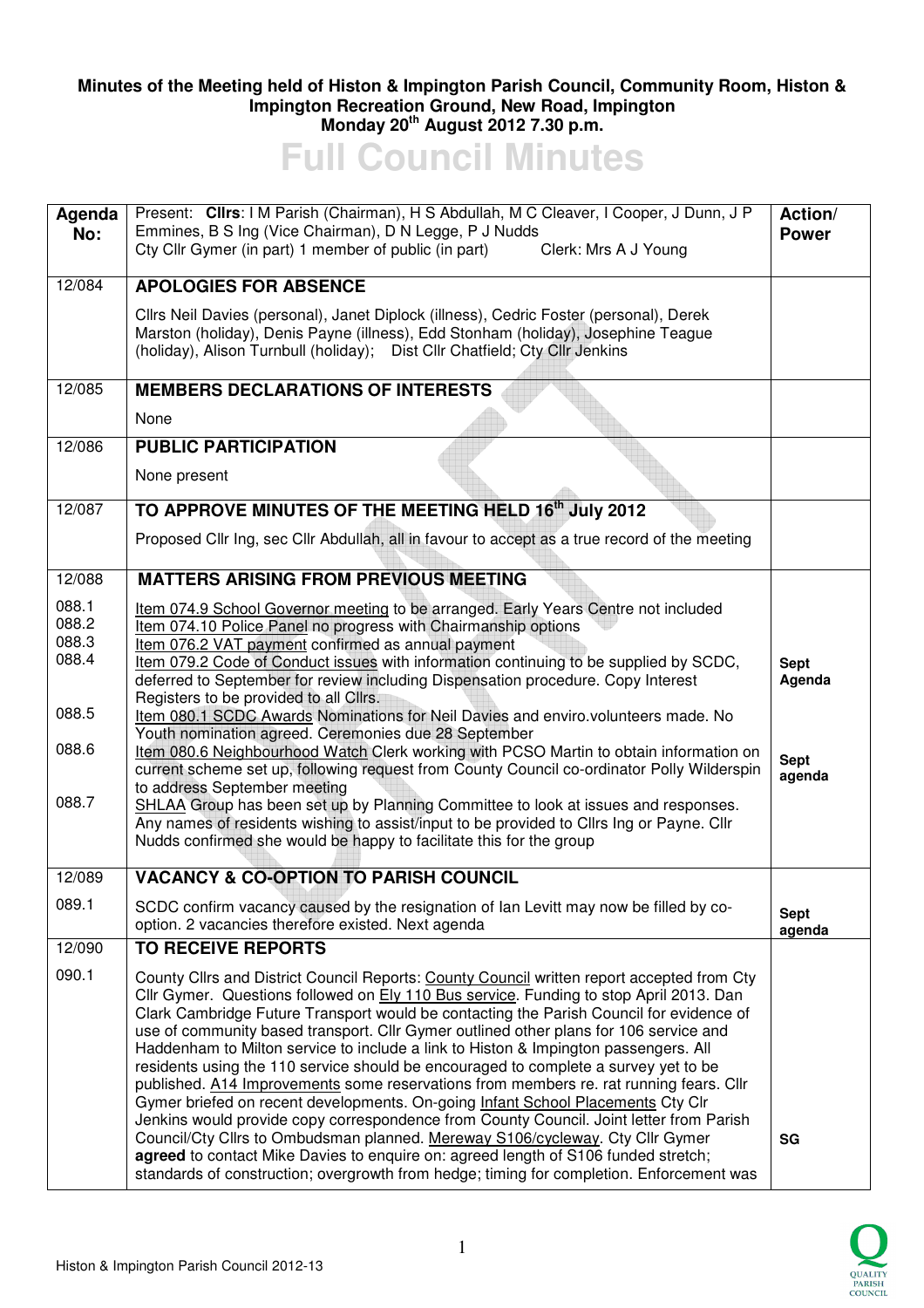**Minutes of the Meeting held of Histon & Impington Parish Council, Community Room, Histon & Impington Recreation Ground, New Road, Impington**
**Monday 20th August 2012 7.30 p.m.**

# Full Council Minutes

| Agenda No: | Present: **Cllrs**: I M Parish (Chairman), H S Abdullah, M C Cleaver, I Cooper, J Dunn, J P Emmines, B S Ing (Vice Chairman), D N Legge, P J Nudds<br>Cty Cllr Gymer (in part) 1 member of public (in part) Clerk: Mrs A J Young | **Action/ Power** |
|---|---|---|
| 12/084 | **APOLOGIES FOR ABSENCE**<br><br>Cllrs Neil Davies (personal), Janet Diplock (illness), Cedric Foster (personal), Derek Marston (holiday), Denis Payne (illness), Edd Stonham (holiday), Josephine Teague (holiday), Alison Turnbull (holiday); Dist Cllr Chatfield; Cty Cllr Jenkins | |
| 12/085 | **MEMBERS DECLARATIONS OF INTERESTS**<br><br>None | |
| 12/086 | **PUBLIC PARTICIPATION**<br><br>None present | |
| 12/087 | **TO APPROVE MINUTES OF THE MEETING HELD 16th July 2012**<br><br>Proposed Cllr Ing, sec Cllr Abdullah, all in favour to accept as a true record of the meeting | |
| 12/088 | **MATTERS ARISING FROM PREVIOUS MEETING** | |
| 088.1 | Item 074.9 School Governor meeting to be arranged. Early Years Centre not included | |
| 088.2 | Item 074.10 Police Panel no progress with Chairmanship options | |
| 088.3 | Item 076.2 VAT payment confirmed as annual payment | |
| 088.4 | Item 079.2 Code of Conduct issues with information continuing to be supplied by SCDC, deferred to September for review including Dispensation procedure. Copy Interest Registers to be provided to all Cllrs. | **Sept Agenda** |
| 088.5 | Item 080.1 SCDC Awards Nominations for Neil Davies and enviro.volunteers made. No Youth nomination agreed. Ceremonies due 28 September | |
| 088.6 | Item 080.6 Neighbourhood Watch Clerk working with PCSO Martin to obtain information on current scheme set up, following request from County Council co-ordinator Polly Wilderspin to address September meeting | **Sept agenda** |
| 088.7 | SHLAA Group has been set up by Planning Committee to look at issues and responses. Any names of residents wishing to assist/input to be provided to Cllrs Ing or Payne. Cllr Nudds confirmed she would be happy to facilitate this for the group | |
| 12/089 | **VACANCY & CO-OPTION TO PARISH COUNCIL** | |
| 089.1 | SCDC confirm vacancy caused by the resignation of Ian Levitt may now be filled by co-option. 2 vacancies therefore existed. Next agenda | **Sept agenda** |
| 12/090 | **TO RECEIVE REPORTS** | |
| 090.1 | County Cllrs and District Council Reports: County Council written report accepted from Cty Cllr Gymer. Questions followed on Ely 110 Bus service. Funding to stop April 2013. Dan Clark Cambridge Future Transport would be contacting the Parish Council for evidence of use of community based transport. Cllr Gymer outlined other plans for 106 service and Haddenham to Milton service to include a link to Histon & Impington passengers. All residents using the 110 service should be encouraged to complete a survey yet to be published. A14 Improvements some reservations from members re. rat running fears. Cllr Gymer briefed on recent developments. On-going Infant School Placements Cty Cllr Jenkins would provide copy correspondence from County Council. Joint letter from Parish Council/Cty Cllrs to Ombudsman planned. Mereway S106/cycleway. Cty Cllr Gymer **agreed** to contact Mike Davies to enquire on: agreed length of S106 funded stretch; standards of construction; overgrowth from hedge; timing for completion. Enforcement was | **SG** |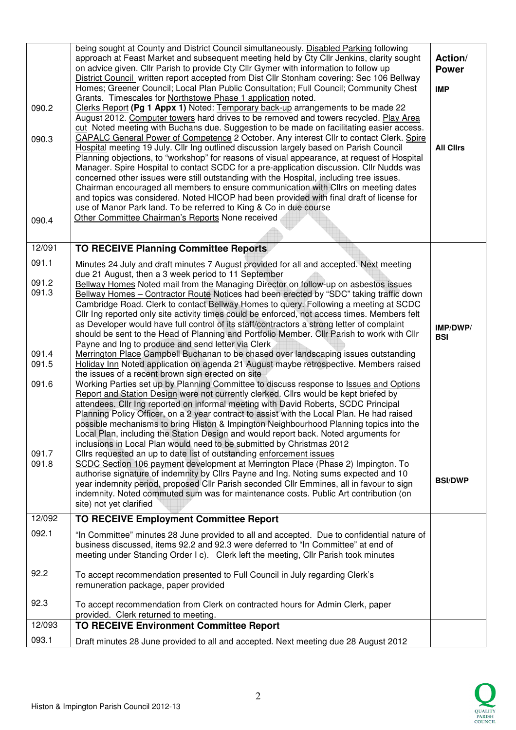| | | Action/ Power |
|---|---|---|
| | being sought at County and District Council simultaneously. Disabled Parking following approach at Feast Market and subsequent meeting held by Cty Cllr Jenkins, clarity sought on advice given. Cllr Parish to provide Cty Cllr Gymer with information to follow up District Council written report accepted from Dist Cllr Stonham covering: Sec 106 Bellway Homes; Greener Council; Local Plan Public Consultation; Full Council; Community Chest Grants. Timescales for Northstowe Phase 1 application noted. | IMP |
| 090.2 | Clerks Report **(Pg 1 Appx 1)** Noted: Temporary back-up arrangements to be made 22 August 2012. Computer towers hard drives to be removed and towers recycled. Play Area cut Noted meeting with Buchans due. Suggestion to be made on facilitating easier access. | |
| 090.3 | CAPALC General Power of Competence 2 October. Any interest Cllr to contact Clerk. Spire Hospital meeting 19 July. Cllr Ing outlined discussion largely based on Parish Council Planning objections, to "workshop" for reasons of visual appearance, at request of Hospital Manager. Spire Hospital to contact SCDC for a pre-application discussion. Cllr Nudds was concerned other issues were still outstanding with the Hospital, including tree issues. Chairman encouraged all members to ensure communication with Cllrs on meeting dates and topics was considered. Noted HICOP had been provided with final draft of license for use of Manor Park land. To be referred to King & Co in due course | All Cllrs |
| 090.4 | Other Committee Chairman's Reports None received | |
| **12/091** | **TO RECEIVE Planning Committee Reports** | |
| 091.1 | Minutes 24 July and draft minutes 7 August provided for all and accepted. Next meeting due 21 August, then a 3 week period to 11 September | |
| 091.2 | Bellway Homes Noted mail from the Managing Director on follow-up on asbestos issues | |
| 091.3 | Bellway Homes – Contractor Route Notices had been erected by "SDC" taking traffic down Cambridge Road. Clerk to contact Bellway Homes to query. Following a meeting at SCDC Cllr Ing reported only site activity times could be enforced, not access times. Members felt as Developer would have full control of its staff/contractors a strong letter of complaint should be sent to the Head of Planning and Portfolio Member. Cllr Parish to work with Cllr Payne and Ing to produce and send letter via Clerk | IMP/DWP/ BSI |
| 091.4 | Merrington Place Campbell Buchanan to be chased over landscaping issues outstanding | |
| 091.5 | Holiday Inn Noted application on agenda 21 August maybe retrospective. Members raised the issues of a recent brown sign erected on site | |
| 091.6 | Working Parties set up by Planning Committee to discuss response to Issues and Options Report and Station Design were not currently clerked. Cllrs would be kept briefed by attendees. Cllr Ing reported on informal meeting with David Roberts, SCDC Principal Planning Policy Officer, on a 2 year contract to assist with the Local Plan. He had raised possible mechanisms to bring Histon & Impington Neighbourhood Planning topics into the Local Plan, including the Station Design and would report back. Noted arguments for inclusions in Local Plan would need to be submitted by Christmas 2012 | |
| 091.7 | Cllrs requested an up to date list of outstanding enforcement issues | |
| 091.8 | SCDC Section 106 payment development at Merrington Place (Phase 2) Impington. To authorise signature of indemnity by Cllrs Payne and Ing. Noting sums expected and 10 year indemnity period, proposed Cllr Parish seconded Cllr Emmines, all in favour to sign indemnity. Noted commuted sum was for maintenance costs. Public Art contribution (on site) not yet clarified | BSI/DWP |
| **12/092** | **TO RECEIVE Employment Committee Report** | |
| 092.1 | "In Committee" minutes 28 June provided to all and accepted. Due to confidential nature of business discussed, items 92.2 and 92.3 were deferred to "In Committee" at end of meeting under Standing Order I c). Clerk left the meeting, Cllr Parish took minutes | |
| 92.2 | To accept recommendation presented to Full Council in July regarding Clerk's remuneration package, paper provided | |
| 92.3 | To accept recommendation from Clerk on contracted hours for Admin Clerk, paper provided. Clerk returned to meeting. | |
| **12/093** | **TO RECEIVE Environment Committee Report** | |
| 093.1 | Draft minutes 28 June provided to all and accepted. Next meeting due 28 August 2012 | |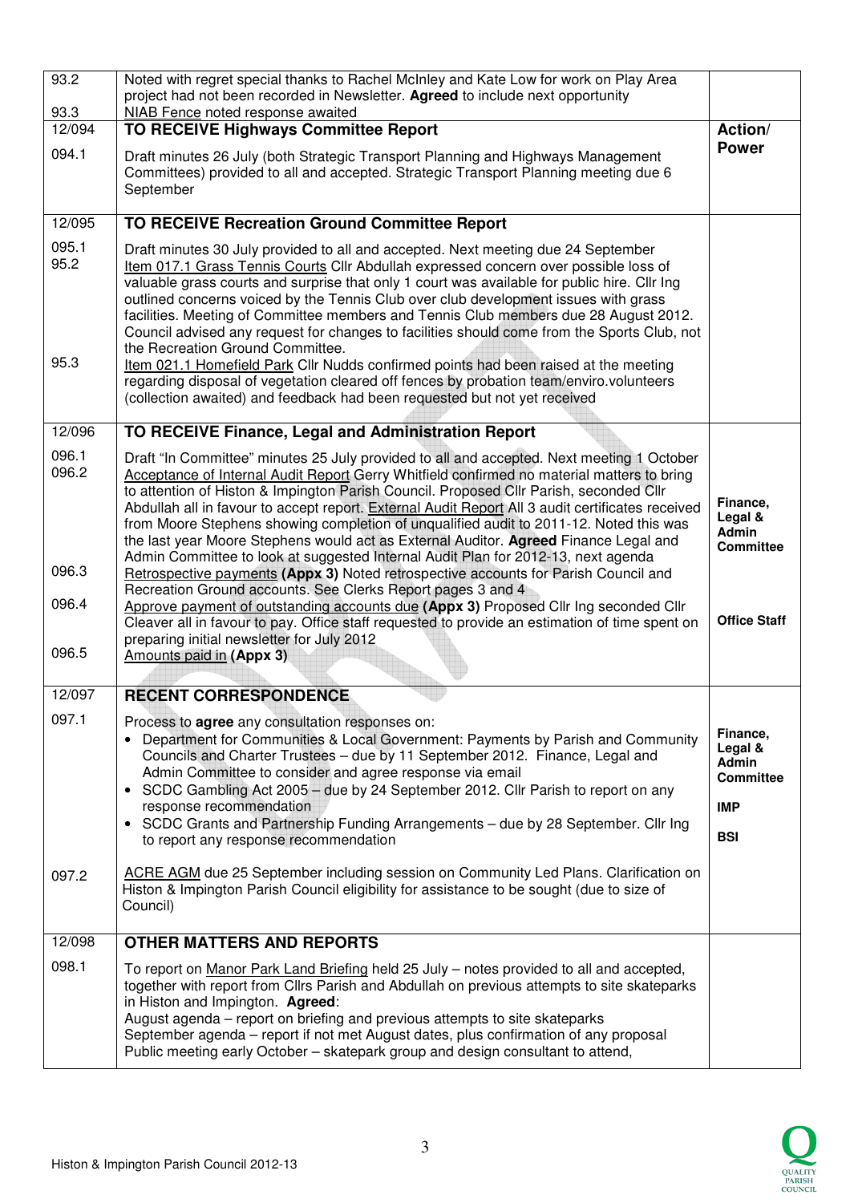| | | |
|---|---|---|
| 93.2<br><br>93.3 | Noted with regret special thanks to Rachel McInley and Kate Low for work on Play Area project had not been recorded in Newsletter. **Agreed** to include next opportunity<br>NIAB Fence noted response awaited | |
| 12/094 | **TO RECEIVE Highways Committee Report** | **Action/ Power** |
| 094.1 | Draft minutes 26 July (both Strategic Transport Planning and Highways Management Committees) provided to all and accepted. Strategic Transport Planning meeting due 6 September | |
| 12/095 | **TO RECEIVE Recreation Ground Committee Report** | |
| 095.1<br>95.2<br><br><br><br><br><br><br>95.3 | Draft minutes 30 July provided to all and accepted. Next meeting due 24 September<br>Item 017.1 Grass Tennis Courts Cllr Abdullah expressed concern over possible loss of valuable grass courts and surprise that only 1 court was available for public hire. Cllr Ing outlined concerns voiced by the Tennis Club over club development issues with grass facilities. Meeting of Committee members and Tennis Club members due 28 August 2012. Council advised any request for changes to facilities should come from the Sports Club, not the Recreation Ground Committee.<br>Item 021.1 Homefield Park Cllr Nudds confirmed points had been raised at the meeting regarding disposal of vegetation cleared off fences by probation team/enviro.volunteers (collection awaited) and feedback had been requested but not yet received | |
| 12/096 | **TO RECEIVE Finance, Legal and Administration Report** | |
| 096.1<br>096.2<br><br><br><br><br><br><br>096.3<br><br>096.4<br><br><br>096.5 | Draft "In Committee" minutes 25 July provided to all and accepted. Next meeting 1 October<br>Acceptance of Internal Audit Report Gerry Whitfield confirmed no material matters to bring to attention of Histon & Impington Parish Council. Proposed Cllr Parish, seconded Cllr Abdullah all in favour to accept report. External Audit Report All 3 audit certificates received from Moore Stephens showing completion of unqualified audit to 2011-12. Noted this was the last year Moore Stephens would act as External Auditor. **Agreed** Finance Legal and Admin Committee to look at suggested Internal Audit Plan for 2012-13, next agenda<br>Retrospective payments **(Appx 3)** Noted retrospective accounts for Parish Council and Recreation Ground accounts. See Clerks Report pages 3 and 4<br>Approve payment of outstanding accounts due **(Appx 3)** Proposed Cllr Ing seconded Cllr Cleaver all in favour to pay. Office staff requested to provide an estimation of time spent on preparing initial newsletter for July 2012<br>Amounts paid in **(Appx 3)** | **Finance, Legal & Admin Committee**<br><br><br>**Office Staff** |
| 12/097 | **RECENT CORRESPONDENCE** | |
| 097.1<br><br><br><br><br><br><br><br><br>097.2 | Process to **agree** any consultation responses on:<br>• Department for Communities & Local Government: Payments by Parish and Community Councils and Charter Trustees – due by 11 September 2012. Finance, Legal and Admin Committee to consider and agree response via email<br>• SCDC Gambling Act 2005 – due by 24 September 2012. Cllr Parish to report on any response recommendation<br>• SCDC Grants and Partnership Funding Arrangements – due by 28 September. Cllr Ing to report any response recommendation<br><br>ACRE AGM due 25 September including session on Community Led Plans. Clarification on Histon & Impington Parish Council eligibility for assistance to be sought (due to size of Council) | **Finance, Legal & Admin Committee**<br><br>**IMP**<br><br>**BSI** |
| 12/098 | **OTHER MATTERS AND REPORTS** | |
| 098.1 | To report on Manor Park Land Briefing held 25 July – notes provided to all and accepted, together with report from Cllrs Parish and Abdullah on previous attempts to site skateparks in Histon and Impington. **Agreed**:<br>August agenda – report on briefing and previous attempts to site skateparks<br>September agenda – report if not met August dates, plus confirmation of any proposal<br>Public meeting early October – skatepark group and design consultant to attend, | |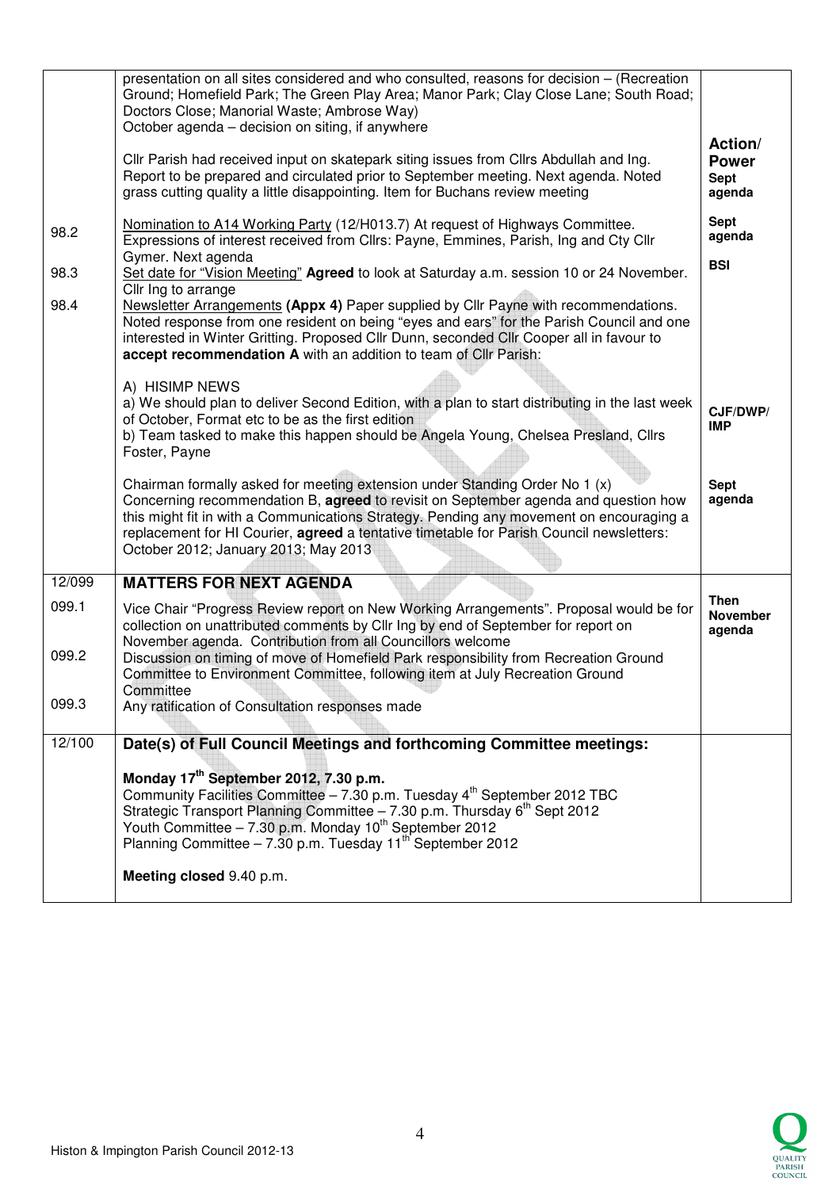| | | |
|---|---|---|
| | presentation on all sites considered and who consulted, reasons for decision – (Recreation Ground; Homefield Park; The Green Play Area; Manor Park; Clay Close Lane; South Road; Doctors Close; Manorial Waste; Ambrose Way)<br>October agenda – decision on siting, if anywhere<br><br>Cllr Parish had received input on skatepark siting issues from Cllrs Abdullah and Ing. Report to be prepared and circulated prior to September meeting. Next agenda. Noted grass cutting quality a little disappointing. Item for Buchans review meeting | **Action/ Power Sept agenda** |
| 98.2 | Nomination to A14 Working Party (12/H013.7) At request of Highways Committee. Expressions of interest received from Cllrs: Payne, Emmines, Parish, Ing and Cty Cllr Gymer. Next agenda | **Sept agenda** |
| 98.3 | Set date for "Vision Meeting" **Agreed** to look at Saturday a.m. session 10 or 24 November. Cllr Ing to arrange | **BSI** |
| 98.4 | Newsletter Arrangements **(Appx 4)** Paper supplied by Cllr Payne with recommendations. Noted response from one resident on being "eyes and ears" for the Parish Council and one interested in Winter Gritting. Proposed Cllr Dunn, seconded Cllr Cooper all in favour to **accept recommendation A** with an addition to team of Cllr Parish:<br><br>A) HISIMP NEWS<br>a) We should plan to deliver Second Edition, with a plan to start distributing in the last week of October, Format etc to be as the first edition<br>b) Team tasked to make this happen should be Angela Young, Chelsea Presland, Cllrs Foster, Payne<br><br>Chairman formally asked for meeting extension under Standing Order No 1 (x)<br>Concerning recommendation B, **agreed** to revisit on September agenda and question how this might fit in with a Communications Strategy. Pending any movement on encouraging a replacement for HI Courier, **agreed** a tentative timetable for Parish Council newsletters: October 2012; January 2013; May 2013 | **CJF/DWP/ IMP**<br><br>**Sept agenda** |
| 12/099 | **MATTERS FOR NEXT AGENDA** | |
| 099.1 | Vice Chair "Progress Review report on New Working Arrangements". Proposal would be for collection on unattributed comments by Cllr Ing by end of September for report on November agenda. Contribution from all Councillors welcome | **Then November agenda** |
| 099.2 | Discussion on timing of move of Homefield Park responsibility from Recreation Ground Committee to Environment Committee, following item at July Recreation Ground Committee | |
| 099.3 | Any ratification of Consultation responses made | |
| 12/100 | **Date(s) of Full Council Meetings and forthcoming Committee meetings:**<br><br>**Monday 17th September 2012, 7.30 p.m.**<br>Community Facilities Committee – 7.30 p.m. Tuesday 4th September 2012 TBC<br>Strategic Transport Planning Committee – 7.30 p.m. Thursday 6th Sept 2012<br>Youth Committee – 7.30 p.m. Monday 10th September 2012<br>Planning Committee – 7.30 p.m. Tuesday 11th September 2012<br><br>**Meeting closed** 9.40 p.m. | |